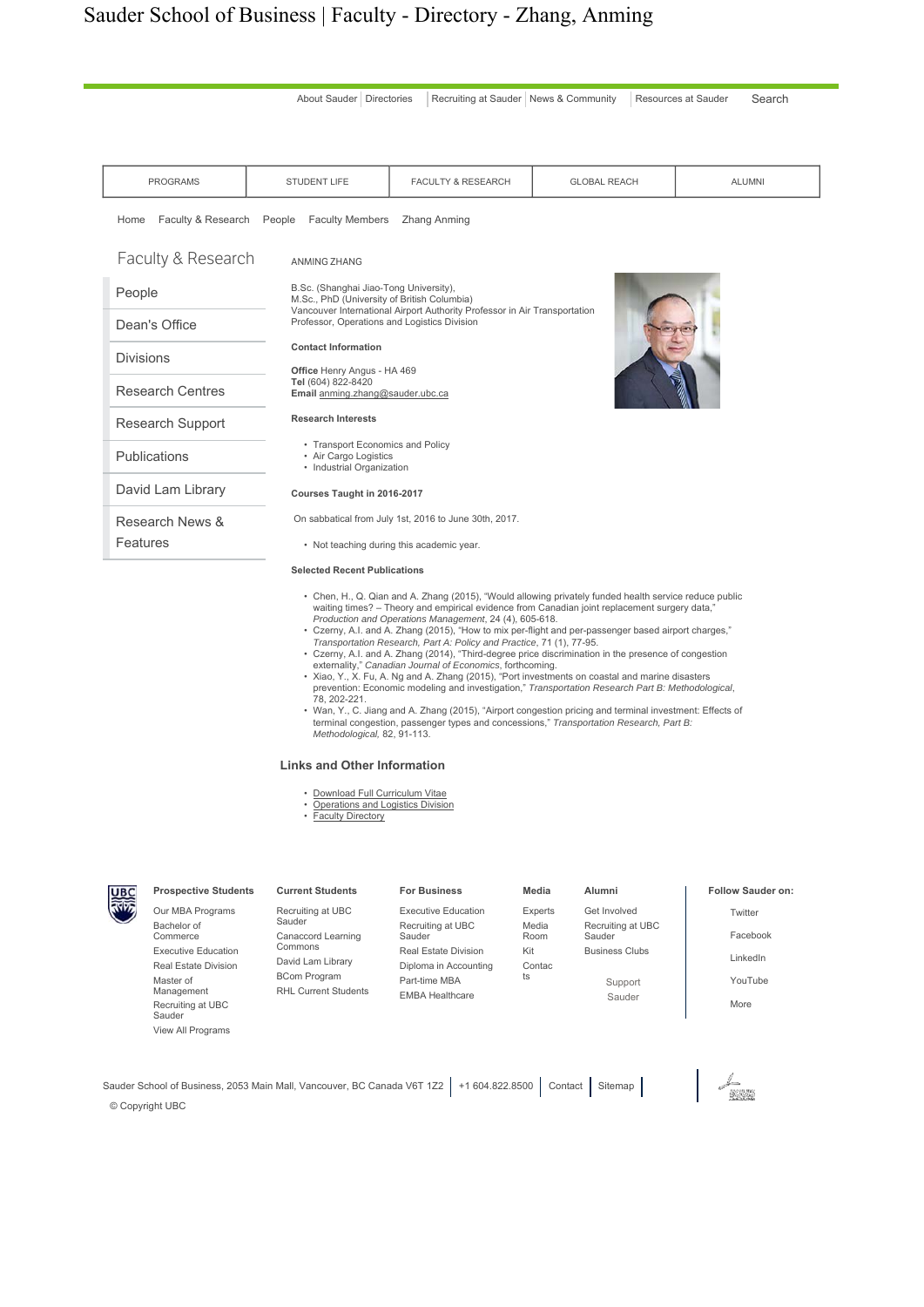# Sauder School of Business | Faculty - Directory - Zhang, Anming

About Sauder | Directories | Recruiting at Sauder | News & Community | Resources at Sauder | Search

PROGRAMS | STUDENT LIFE | FACULTY & RESEARCH | GLOBAL REACH | ALUMNI

Home Faculty & Research People Faculty Members Zhang Anming

## Faculty & Research

- People
- Dean's Office
- Divisions
- Research Centres
- Research Support
- Publications
- David Lam Library
- Research News & Features

ANMING ZHANG

B.Sc. (Shanghai Jiao-Tong University),
M.Sc., PhD (University of British Columbia)
Vancouver International Airport Authority Professor in Air Transportation
Professor, Operations and Logistics Division

**Contact Information**

**Office** Henry Angus - HA 469
**Tel** (604) 822-8420
**Email** anming.zhang@sauder.ubc.ca

**Research Interests**

- Transport Economics and Policy
- Air Cargo Logistics
- Industrial Organization

**Courses Taught in 2016-2017**

On sabbatical from July 1st, 2016 to June 30th, 2017.

- Not teaching during this academic year.

**Selected Recent Publications**

- Chen, H., Q. Qian and A. Zhang (2015), "Would allowing privately funded health service reduce public waiting times? – Theory and empirical evidence from Canadian joint replacement surgery data," *Production and Operations Management*, 24 (4), 605-618.
- Czerny, A.I. and A. Zhang (2015), "How to mix per-flight and per-passenger based airport charges," *Transportation Research, Part A: Policy and Practice*, 71 (1), 77-95.
- Czerny, A.I. and A. Zhang (2014), "Third-degree price discrimination in the presence of congestion externality," *Canadian Journal of Economics*, forthcoming.
- Xiao, Y., X. Fu, A. Ng and A. Zhang (2015), "Port investments on coastal and marine disasters prevention: Economic modeling and investigation," *Transportation Research Part B: Methodological*, 78, 202-221.
- Wan, Y., C. Jiang and A. Zhang (2015), "Airport congestion pricing and terminal investment: Effects of terminal congestion, passenger types and concessions," *Transportation Research, Part B: Methodological,* 82, 91-113.

### Links and Other Information

- Download Full Curriculum Vitae
- Operations and Logistics Division
- Faculty Directory

**Prospective Students**
Our MBA Programs
Bachelor of Commerce
Executive Education
Real Estate Division
Master of Management
Recruiting at UBC Sauder
View All Programs

**Current Students**
Recruiting at UBC Sauder
Canaccord Learning Commons
David Lam Library
BCom Program
RHL Current Students

**For Business**
Executive Education
Recruiting at UBC Sauder
Real Estate Division
Diploma in Accounting
Part-time MBA
EMBA Healthcare

**Media**
Experts
Media Room
Kit
Contacts

**Alumni**
Get Involved
Recruiting at UBC Sauder
Business Clubs
Support Sauder

**Follow Sauder on:**
Twitter
Facebook
LinkedIn
YouTube
More

Sauder School of Business, 2053 Main Mall, Vancouver, BC Canada V6T 1Z2 | +1 604.822.8500 | Contact | Sitemap

© Copyright UBC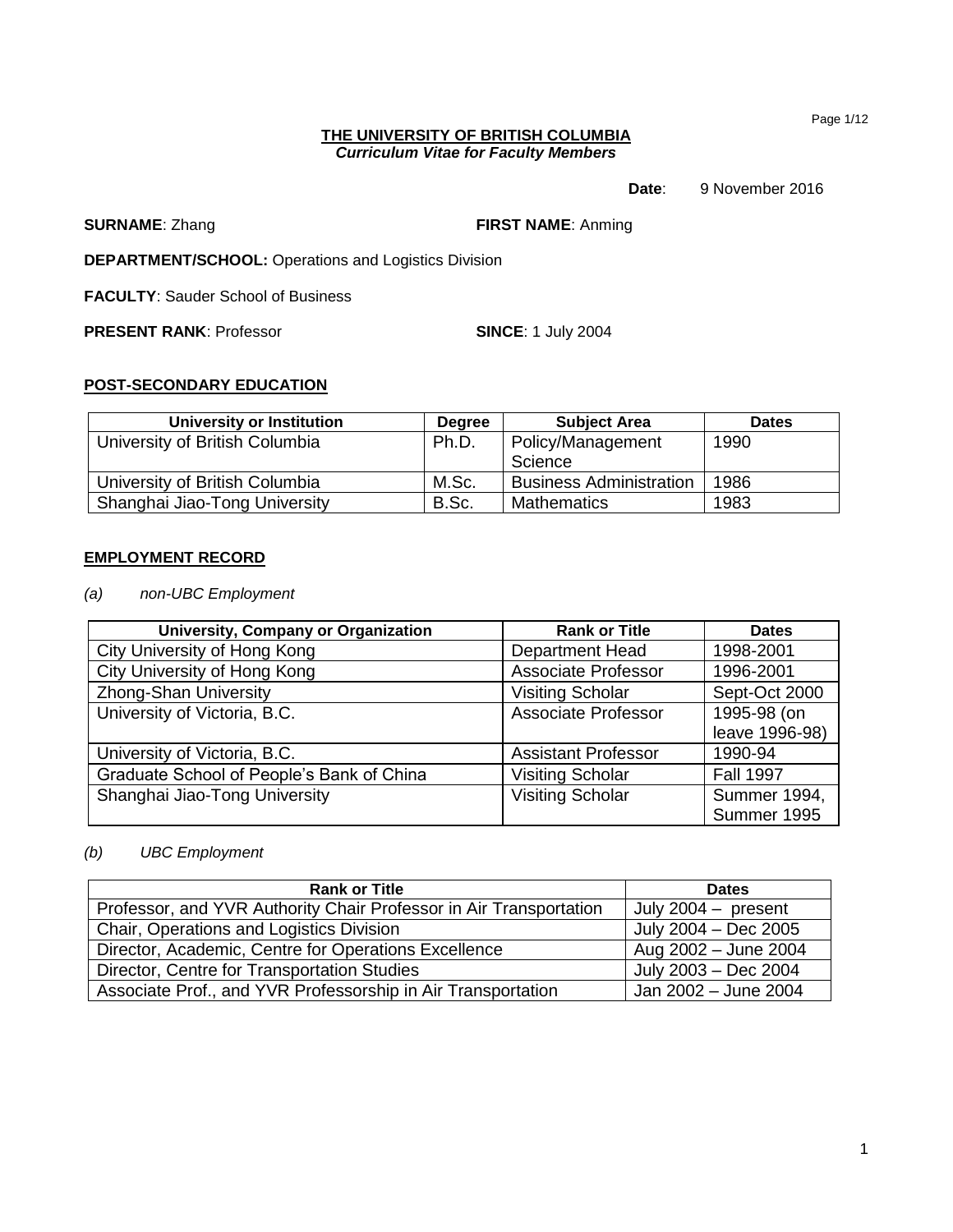**THE UNIVERSITY OF BRITISH COLUMBIA**
***Curriculum Vitae for Faculty Members***

**Date**: 9 November 2016

**SURNAME**: Zhang **FIRST NAME**: Anming

**DEPARTMENT/SCHOOL:** Operations and Logistics Division

**FACULTY**: Sauder School of Business

**PRESENT RANK**: Professor **SINCE**: 1 July 2004

## POST-SECONDARY EDUCATION

| University or Institution | Degree | Subject Area | Dates |
|---|---|---|---|
| University of British Columbia | Ph.D. | Policy/Management Science | 1990 |
| University of British Columbia | M.Sc. | Business Administration | 1986 |
| Shanghai Jiao-Tong University | B.Sc. | Mathematics | 1983 |

## EMPLOYMENT RECORD

*(a) non-UBC Employment*

| University, Company or Organization | Rank or Title | Dates |
|---|---|---|
| City University of Hong Kong | Department Head | 1998-2001 |
| City University of Hong Kong | Associate Professor | 1996-2001 |
| Zhong-Shan University | Visiting Scholar | Sept-Oct 2000 |
| University of Victoria, B.C. | Associate Professor | 1995-98 (on leave 1996-98) |
| University of Victoria, B.C. | Assistant Professor | 1990-94 |
| Graduate School of People's Bank of China | Visiting Scholar | Fall 1997 |
| Shanghai Jiao-Tong University | Visiting Scholar | Summer 1994, Summer 1995 |

*(b) UBC Employment*

| Rank or Title | Dates |
|---|---|
| Professor, and YVR Authority Chair Professor in Air Transportation | July 2004 – present |
| Chair, Operations and Logistics Division | July 2004 – Dec 2005 |
| Director, Academic, Centre for Operations Excellence | Aug 2002 – June 2004 |
| Director, Centre for Transportation Studies | July 2003 – Dec 2004 |
| Associate Prof., and YVR Professorship in Air Transportation | Jan 2002 – June 2004 |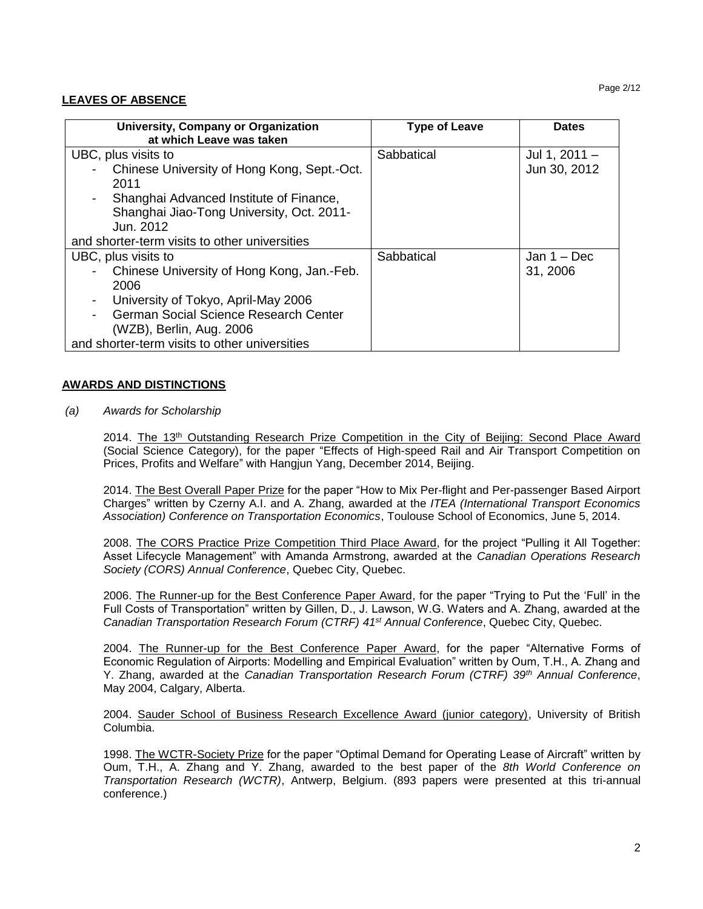## LEAVES OF ABSENCE

| University, Company or Organization at which Leave was taken | Type of Leave | Dates |
|---|---|---|
| UBC, plus visits to<br>- Chinese University of Hong Kong, Sept.-Oct. 2011<br>- Shanghai Advanced Institute of Finance, Shanghai Jiao-Tong University, Oct. 2011-Jun. 2012<br>and shorter-term visits to other universities | Sabbatical | Jul 1, 2011 – Jun 30, 2012 |
| UBC, plus visits to<br>- Chinese University of Hong Kong, Jan.-Feb. 2006<br>- University of Tokyo, April-May 2006<br>- German Social Science Research Center (WZB), Berlin, Aug. 2006<br>and shorter-term visits to other universities | Sabbatical | Jan 1 – Dec 31, 2006 |

## AWARDS AND DISTINCTIONS

*(a) Awards for Scholarship*

2014. The 13th Outstanding Research Prize Competition in the City of Beijing: Second Place Award (Social Science Category), for the paper "Effects of High-speed Rail and Air Transport Competition on Prices, Profits and Welfare" with Hangjun Yang, December 2014, Beijing.

2014. The Best Overall Paper Prize for the paper "How to Mix Per-flight and Per-passenger Based Airport Charges" written by Czerny A.I. and A. Zhang, awarded at the *ITEA (International Transport Economics Association) Conference on Transportation Economics*, Toulouse School of Economics, June 5, 2014.

2008. The CORS Practice Prize Competition Third Place Award, for the project "Pulling it All Together: Asset Lifecycle Management" with Amanda Armstrong, awarded at the *Canadian Operations Research Society (CORS) Annual Conference*, Quebec City, Quebec.

2006. The Runner-up for the Best Conference Paper Award, for the paper "Trying to Put the 'Full' in the Full Costs of Transportation" written by Gillen, D., J. Lawson, W.G. Waters and A. Zhang, awarded at the *Canadian Transportation Research Forum (CTRF) 41st Annual Conference*, Quebec City, Quebec.

2004. The Runner-up for the Best Conference Paper Award, for the paper "Alternative Forms of Economic Regulation of Airports: Modelling and Empirical Evaluation" written by Oum, T.H., A. Zhang and Y. Zhang, awarded at the *Canadian Transportation Research Forum (CTRF) 39th Annual Conference*, May 2004, Calgary, Alberta.

2004. Sauder School of Business Research Excellence Award (junior category), University of British Columbia.

1998. The WCTR-Society Prize for the paper "Optimal Demand for Operating Lease of Aircraft" written by Oum, T.H., A. Zhang and Y. Zhang, awarded to the best paper of the *8th World Conference on Transportation Research (WCTR)*, Antwerp, Belgium. (893 papers were presented at this tri-annual conference.)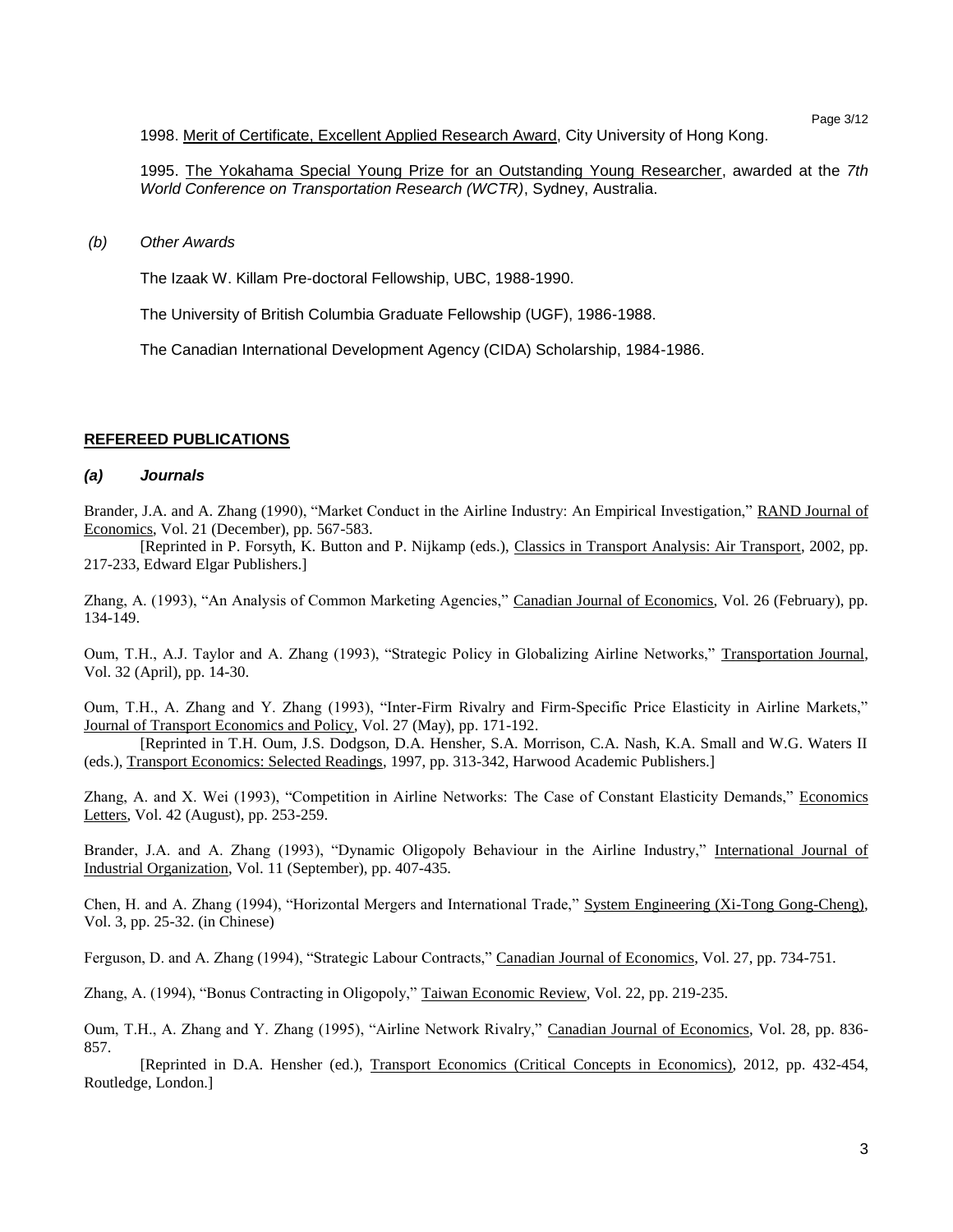1998. Merit of Certificate, Excellent Applied Research Award, City University of Hong Kong.

1995. The Yokahama Special Young Prize for an Outstanding Young Researcher, awarded at the *7th World Conference on Transportation Research (WCTR)*, Sydney, Australia.

*(b) Other Awards*

The Izaak W. Killam Pre-doctoral Fellowship, UBC, 1988-1990.

The University of British Columbia Graduate Fellowship (UGF), 1986-1988.

The Canadian International Development Agency (CIDA) Scholarship, 1984-1986.

## REFEREED PUBLICATIONS

### *(a) Journals*

Brander, J.A. and A. Zhang (1990), "Market Conduct in the Airline Industry: An Empirical Investigation," RAND Journal of Economics, Vol. 21 (December), pp. 567-583.
[Reprinted in P. Forsyth, K. Button and P. Nijkamp (eds.), Classics in Transport Analysis: Air Transport, 2002, pp. 217-233, Edward Elgar Publishers.]

Zhang, A. (1993), "An Analysis of Common Marketing Agencies," Canadian Journal of Economics, Vol. 26 (February), pp. 134-149.

Oum, T.H., A.J. Taylor and A. Zhang (1993), "Strategic Policy in Globalizing Airline Networks," Transportation Journal, Vol. 32 (April), pp. 14-30.

Oum, T.H., A. Zhang and Y. Zhang (1993), "Inter-Firm Rivalry and Firm-Specific Price Elasticity in Airline Markets," Journal of Transport Economics and Policy, Vol. 27 (May), pp. 171-192.
[Reprinted in T.H. Oum, J.S. Dodgson, D.A. Hensher, S.A. Morrison, C.A. Nash, K.A. Small and W.G. Waters II (eds.), Transport Economics: Selected Readings, 1997, pp. 313-342, Harwood Academic Publishers.]

Zhang, A. and X. Wei (1993), "Competition in Airline Networks: The Case of Constant Elasticity Demands," Economics Letters, Vol. 42 (August), pp. 253-259.

Brander, J.A. and A. Zhang (1993), "Dynamic Oligopoly Behaviour in the Airline Industry," International Journal of Industrial Organization, Vol. 11 (September), pp. 407-435.

Chen, H. and A. Zhang (1994), "Horizontal Mergers and International Trade," System Engineering (Xi-Tong Gong-Cheng), Vol. 3, pp. 25-32. (in Chinese)

Ferguson, D. and A. Zhang (1994), "Strategic Labour Contracts," Canadian Journal of Economics, Vol. 27, pp. 734-751.

Zhang, A. (1994), "Bonus Contracting in Oligopoly," Taiwan Economic Review, Vol. 22, pp. 219-235.

Oum, T.H., A. Zhang and Y. Zhang (1995), "Airline Network Rivalry," Canadian Journal of Economics, Vol. 28, pp. 836-857.
[Reprinted in D.A. Hensher (ed.), Transport Economics (Critical Concepts in Economics), 2012, pp. 432-454, Routledge, London.]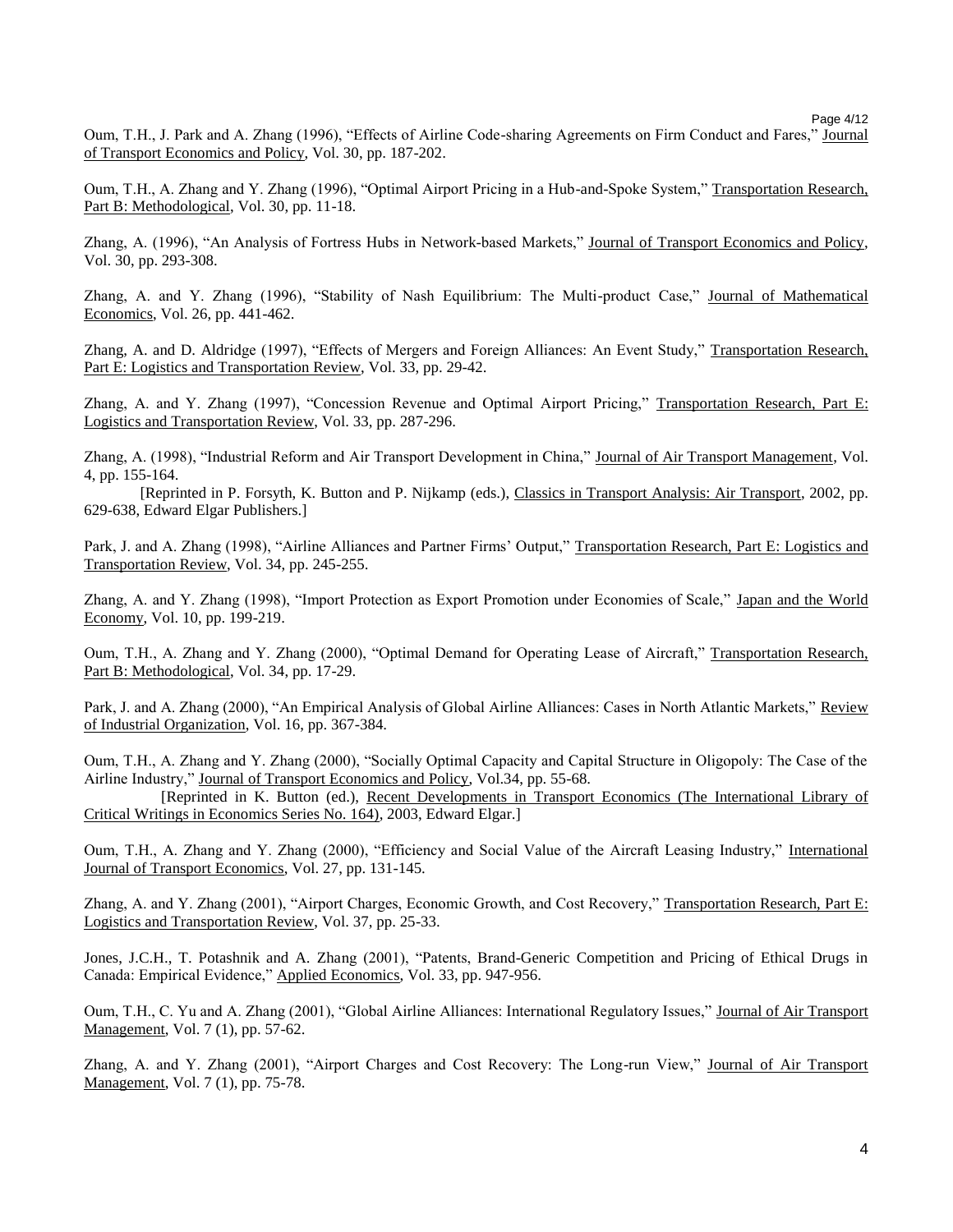Oum, T.H., J. Park and A. Zhang (1996), "Effects of Airline Code-sharing Agreements on Firm Conduct and Fares," Journal of Transport Economics and Policy, Vol. 30, pp. 187-202.

Oum, T.H., A. Zhang and Y. Zhang (1996), "Optimal Airport Pricing in a Hub-and-Spoke System," Transportation Research, Part B: Methodological, Vol. 30, pp. 11-18.

Zhang, A. (1996), "An Analysis of Fortress Hubs in Network-based Markets," Journal of Transport Economics and Policy, Vol. 30, pp. 293-308.

Zhang, A. and Y. Zhang (1996), "Stability of Nash Equilibrium: The Multi-product Case," Journal of Mathematical Economics, Vol. 26, pp. 441-462.

Zhang, A. and D. Aldridge (1997), "Effects of Mergers and Foreign Alliances: An Event Study," Transportation Research, Part E: Logistics and Transportation Review, Vol. 33, pp. 29-42.

Zhang, A. and Y. Zhang (1997), "Concession Revenue and Optimal Airport Pricing," Transportation Research, Part E: Logistics and Transportation Review, Vol. 33, pp. 287-296.

Zhang, A. (1998), "Industrial Reform and Air Transport Development in China," Journal of Air Transport Management, Vol. 4, pp. 155-164.

[Reprinted in P. Forsyth, K. Button and P. Nijkamp (eds.), Classics in Transport Analysis: Air Transport, 2002, pp. 629-638, Edward Elgar Publishers.]

Park, J. and A. Zhang (1998), "Airline Alliances and Partner Firms' Output," Transportation Research, Part E: Logistics and Transportation Review, Vol. 34, pp. 245-255.

Zhang, A. and Y. Zhang (1998), "Import Protection as Export Promotion under Economies of Scale," Japan and the World Economy, Vol. 10, pp. 199-219.

Oum, T.H., A. Zhang and Y. Zhang (2000), "Optimal Demand for Operating Lease of Aircraft," Transportation Research, Part B: Methodological, Vol. 34, pp. 17-29.

Park, J. and A. Zhang (2000), "An Empirical Analysis of Global Airline Alliances: Cases in North Atlantic Markets," Review of Industrial Organization, Vol. 16, pp. 367-384.

Oum, T.H., A. Zhang and Y. Zhang (2000), "Socially Optimal Capacity and Capital Structure in Oligopoly: The Case of the Airline Industry," Journal of Transport Economics and Policy, Vol.34, pp. 55-68.

[Reprinted in K. Button (ed.), Recent Developments in Transport Economics (The International Library of Critical Writings in Economics Series No. 164), 2003, Edward Elgar.]

Oum, T.H., A. Zhang and Y. Zhang (2000), "Efficiency and Social Value of the Aircraft Leasing Industry," International Journal of Transport Economics, Vol. 27, pp. 131-145.

Zhang, A. and Y. Zhang (2001), "Airport Charges, Economic Growth, and Cost Recovery," Transportation Research, Part E: Logistics and Transportation Review, Vol. 37, pp. 25-33.

Jones, J.C.H., T. Potashnik and A. Zhang (2001), "Patents, Brand-Generic Competition and Pricing of Ethical Drugs in Canada: Empirical Evidence," Applied Economics, Vol. 33, pp. 947-956.

Oum, T.H., C. Yu and A. Zhang (2001), "Global Airline Alliances: International Regulatory Issues," Journal of Air Transport Management, Vol. 7 (1), pp. 57-62.

Zhang, A. and Y. Zhang (2001), "Airport Charges and Cost Recovery: The Long-run View," Journal of Air Transport Management, Vol. 7 (1), pp. 75-78.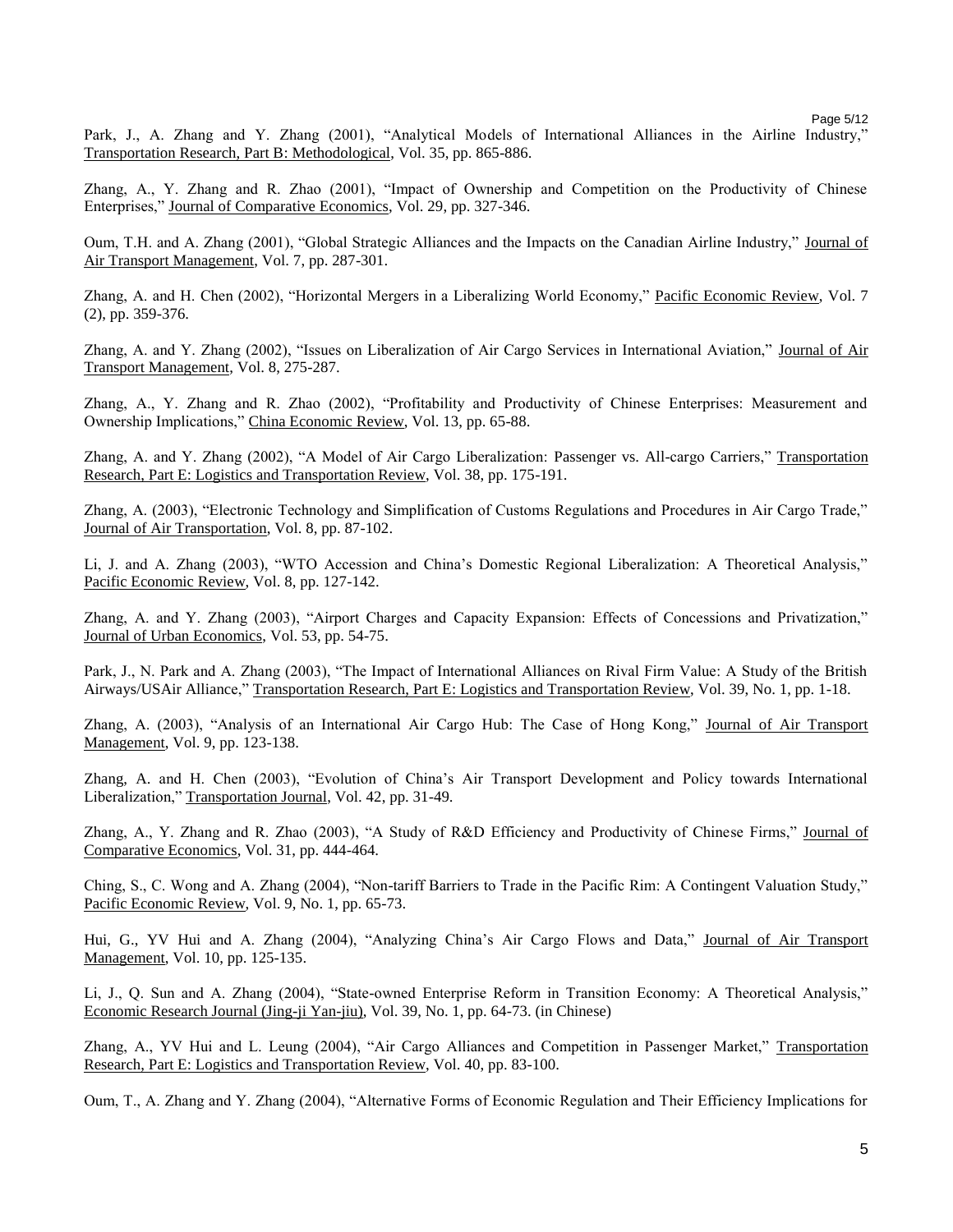Park, J., A. Zhang and Y. Zhang (2001), "Analytical Models of International Alliances in the Airline Industry," Transportation Research, Part B: Methodological, Vol. 35, pp. 865-886.

Zhang, A., Y. Zhang and R. Zhao (2001), "Impact of Ownership and Competition on the Productivity of Chinese Enterprises," Journal of Comparative Economics, Vol. 29, pp. 327-346.

Oum, T.H. and A. Zhang (2001), "Global Strategic Alliances and the Impacts on the Canadian Airline Industry," Journal of Air Transport Management, Vol. 7, pp. 287-301.

Zhang, A. and H. Chen (2002), "Horizontal Mergers in a Liberalizing World Economy," Pacific Economic Review, Vol. 7 (2), pp. 359-376.

Zhang, A. and Y. Zhang (2002), "Issues on Liberalization of Air Cargo Services in International Aviation," Journal of Air Transport Management, Vol. 8, 275-287.

Zhang, A., Y. Zhang and R. Zhao (2002), "Profitability and Productivity of Chinese Enterprises: Measurement and Ownership Implications," China Economic Review, Vol. 13, pp. 65-88.

Zhang, A. and Y. Zhang (2002), "A Model of Air Cargo Liberalization: Passenger vs. All-cargo Carriers," Transportation Research, Part E: Logistics and Transportation Review, Vol. 38, pp. 175-191.

Zhang, A. (2003), "Electronic Technology and Simplification of Customs Regulations and Procedures in Air Cargo Trade," Journal of Air Transportation, Vol. 8, pp. 87-102.

Li, J. and A. Zhang (2003), "WTO Accession and China's Domestic Regional Liberalization: A Theoretical Analysis," Pacific Economic Review, Vol. 8, pp. 127-142.

Zhang, A. and Y. Zhang (2003), "Airport Charges and Capacity Expansion: Effects of Concessions and Privatization," Journal of Urban Economics, Vol. 53, pp. 54-75.

Park, J., N. Park and A. Zhang (2003), "The Impact of International Alliances on Rival Firm Value: A Study of the British Airways/USAir Alliance," Transportation Research, Part E: Logistics and Transportation Review, Vol. 39, No. 1, pp. 1-18.

Zhang, A. (2003), "Analysis of an International Air Cargo Hub: The Case of Hong Kong," Journal of Air Transport Management, Vol. 9, pp. 123-138.

Zhang, A. and H. Chen (2003), "Evolution of China's Air Transport Development and Policy towards International Liberalization," Transportation Journal, Vol. 42, pp. 31-49.

Zhang, A., Y. Zhang and R. Zhao (2003), "A Study of R&D Efficiency and Productivity of Chinese Firms," Journal of Comparative Economics, Vol. 31, pp. 444-464.

Ching, S., C. Wong and A. Zhang (2004), "Non-tariff Barriers to Trade in the Pacific Rim: A Contingent Valuation Study," Pacific Economic Review, Vol. 9, No. 1, pp. 65-73.

Hui, G., YV Hui and A. Zhang (2004), "Analyzing China's Air Cargo Flows and Data," Journal of Air Transport Management, Vol. 10, pp. 125-135.

Li, J., Q. Sun and A. Zhang (2004), "State-owned Enterprise Reform in Transition Economy: A Theoretical Analysis," Economic Research Journal (Jing-ji Yan-jiu), Vol. 39, No. 1, pp. 64-73. (in Chinese)

Zhang, A., YV Hui and L. Leung (2004), "Air Cargo Alliances and Competition in Passenger Market," Transportation Research, Part E: Logistics and Transportation Review, Vol. 40, pp. 83-100.

Oum, T., A. Zhang and Y. Zhang (2004), "Alternative Forms of Economic Regulation and Their Efficiency Implications for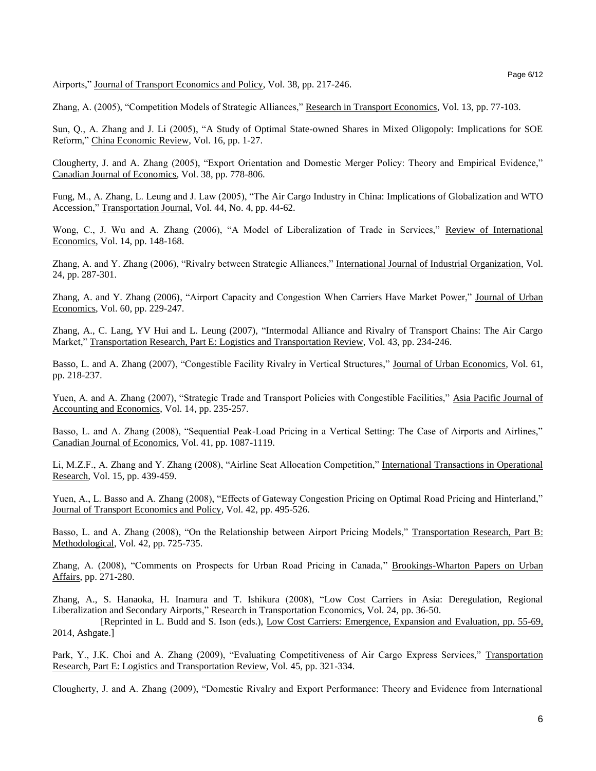Airports," Journal of Transport Economics and Policy, Vol. 38, pp. 217-246.

Zhang, A. (2005), "Competition Models of Strategic Alliances," Research in Transport Economics, Vol. 13, pp. 77-103.

Sun, Q., A. Zhang and J. Li (2005), "A Study of Optimal State-owned Shares in Mixed Oligopoly: Implications for SOE Reform," China Economic Review, Vol. 16, pp. 1-27.

Clougherty, J. and A. Zhang (2005), "Export Orientation and Domestic Merger Policy: Theory and Empirical Evidence," Canadian Journal of Economics, Vol. 38, pp. 778-806.

Fung, M., A. Zhang, L. Leung and J. Law (2005), "The Air Cargo Industry in China: Implications of Globalization and WTO Accession," Transportation Journal, Vol. 44, No. 4, pp. 44-62.

Wong, C., J. Wu and A. Zhang (2006), "A Model of Liberalization of Trade in Services," Review of International Economics, Vol. 14, pp. 148-168.

Zhang, A. and Y. Zhang (2006), "Rivalry between Strategic Alliances," International Journal of Industrial Organization, Vol. 24, pp. 287-301.

Zhang, A. and Y. Zhang (2006), "Airport Capacity and Congestion When Carriers Have Market Power," Journal of Urban Economics, Vol. 60, pp. 229-247.

Zhang, A., C. Lang, YV Hui and L. Leung (2007), "Intermodal Alliance and Rivalry of Transport Chains: The Air Cargo Market," Transportation Research, Part E: Logistics and Transportation Review, Vol. 43, pp. 234-246.

Basso, L. and A. Zhang (2007), "Congestible Facility Rivalry in Vertical Structures," Journal of Urban Economics, Vol. 61, pp. 218-237.

Yuen, A. and A. Zhang (2007), "Strategic Trade and Transport Policies with Congestible Facilities," Asia Pacific Journal of Accounting and Economics, Vol. 14, pp. 235-257.

Basso, L. and A. Zhang (2008), "Sequential Peak-Load Pricing in a Vertical Setting: The Case of Airports and Airlines," Canadian Journal of Economics, Vol. 41, pp. 1087-1119.

Li, M.Z.F., A. Zhang and Y. Zhang (2008), "Airline Seat Allocation Competition," International Transactions in Operational Research, Vol. 15, pp. 439-459.

Yuen, A., L. Basso and A. Zhang (2008), "Effects of Gateway Congestion Pricing on Optimal Road Pricing and Hinterland," Journal of Transport Economics and Policy, Vol. 42, pp. 495-526.

Basso, L. and A. Zhang (2008), "On the Relationship between Airport Pricing Models," Transportation Research, Part B: Methodological, Vol. 42, pp. 725-735.

Zhang, A. (2008), "Comments on Prospects for Urban Road Pricing in Canada," Brookings-Wharton Papers on Urban Affairs, pp. 271-280.

Zhang, A., S. Hanaoka, H. Inamura and T. Ishikura (2008), "Low Cost Carriers in Asia: Deregulation, Regional Liberalization and Secondary Airports," Research in Transportation Economics, Vol. 24, pp. 36-50.
[Reprinted in L. Budd and S. Ison (eds.), Low Cost Carriers: Emergence, Expansion and Evaluation, pp. 55-69, 2014, Ashgate.]

Park, Y., J.K. Choi and A. Zhang (2009), "Evaluating Competitiveness of Air Cargo Express Services," Transportation Research, Part E: Logistics and Transportation Review, Vol. 45, pp. 321-334.

Clougherty, J. and A. Zhang (2009), "Domestic Rivalry and Export Performance: Theory and Evidence from International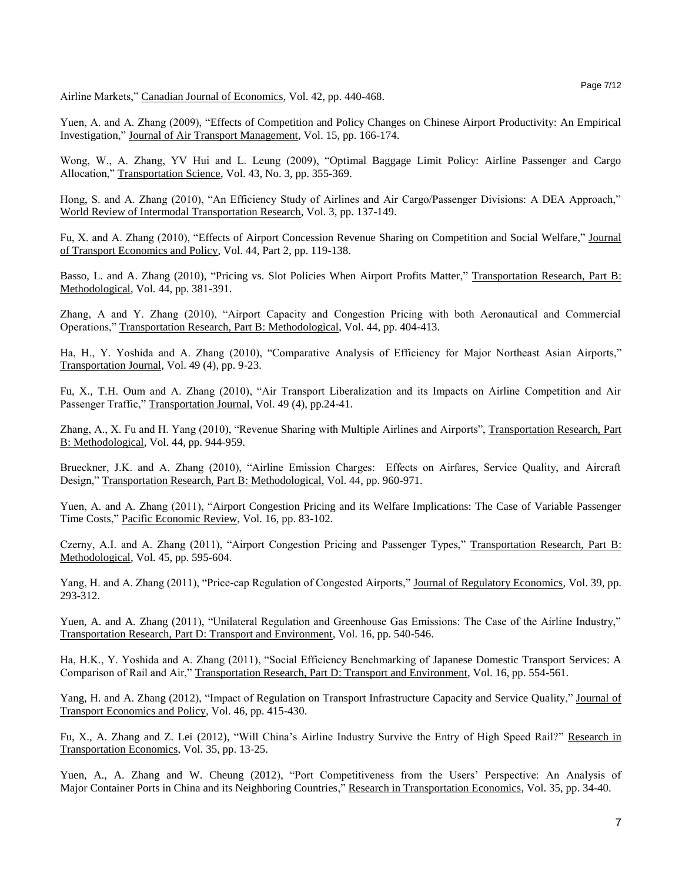Airline Markets," Canadian Journal of Economics, Vol. 42, pp. 440-468.

Yuen, A. and A. Zhang (2009), "Effects of Competition and Policy Changes on Chinese Airport Productivity: An Empirical Investigation," Journal of Air Transport Management, Vol. 15, pp. 166-174.

Wong, W., A. Zhang, YV Hui and L. Leung (2009), "Optimal Baggage Limit Policy: Airline Passenger and Cargo Allocation," Transportation Science, Vol. 43, No. 3, pp. 355-369.

Hong, S. and A. Zhang (2010), "An Efficiency Study of Airlines and Air Cargo/Passenger Divisions: A DEA Approach," World Review of Intermodal Transportation Research, Vol. 3, pp. 137-149.

Fu, X. and A. Zhang (2010), "Effects of Airport Concession Revenue Sharing on Competition and Social Welfare," Journal of Transport Economics and Policy, Vol. 44, Part 2, pp. 119-138.

Basso, L. and A. Zhang (2010), "Pricing vs. Slot Policies When Airport Profits Matter," Transportation Research, Part B: Methodological, Vol. 44, pp. 381-391.

Zhang, A and Y. Zhang (2010), "Airport Capacity and Congestion Pricing with both Aeronautical and Commercial Operations," Transportation Research, Part B: Methodological, Vol. 44, pp. 404-413.

Ha, H., Y. Yoshida and A. Zhang (2010), "Comparative Analysis of Efficiency for Major Northeast Asian Airports," Transportation Journal, Vol. 49 (4), pp. 9-23.

Fu, X., T.H. Oum and A. Zhang (2010), "Air Transport Liberalization and its Impacts on Airline Competition and Air Passenger Traffic," Transportation Journal, Vol. 49 (4), pp.24-41.

Zhang, A., X. Fu and H. Yang (2010), "Revenue Sharing with Multiple Airlines and Airports", Transportation Research, Part B: Methodological, Vol. 44, pp. 944-959.

Brueckner, J.K. and A. Zhang (2010), "Airline Emission Charges: Effects on Airfares, Service Quality, and Aircraft Design," Transportation Research, Part B: Methodological, Vol. 44, pp. 960-971.

Yuen, A. and A. Zhang (2011), "Airport Congestion Pricing and its Welfare Implications: The Case of Variable Passenger Time Costs," Pacific Economic Review, Vol. 16, pp. 83-102.

Czerny, A.I. and A. Zhang (2011), "Airport Congestion Pricing and Passenger Types," Transportation Research, Part B: Methodological, Vol. 45, pp. 595-604.

Yang, H. and A. Zhang (2011), "Price-cap Regulation of Congested Airports," Journal of Regulatory Economics, Vol. 39, pp. 293-312.

Yuen, A. and A. Zhang (2011), "Unilateral Regulation and Greenhouse Gas Emissions: The Case of the Airline Industry," Transportation Research, Part D: Transport and Environment, Vol. 16, pp. 540-546.

Ha, H.K., Y. Yoshida and A. Zhang (2011), "Social Efficiency Benchmarking of Japanese Domestic Transport Services: A Comparison of Rail and Air," Transportation Research, Part D: Transport and Environment, Vol. 16, pp. 554-561.

Yang, H. and A. Zhang (2012), "Impact of Regulation on Transport Infrastructure Capacity and Service Quality," Journal of Transport Economics and Policy, Vol. 46, pp. 415-430.

Fu, X., A. Zhang and Z. Lei (2012), "Will China's Airline Industry Survive the Entry of High Speed Rail?" Research in Transportation Economics, Vol. 35, pp. 13-25.

Yuen, A., A. Zhang and W. Cheung (2012), "Port Competitiveness from the Users' Perspective: An Analysis of Major Container Ports in China and its Neighboring Countries," Research in Transportation Economics, Vol. 35, pp. 34-40.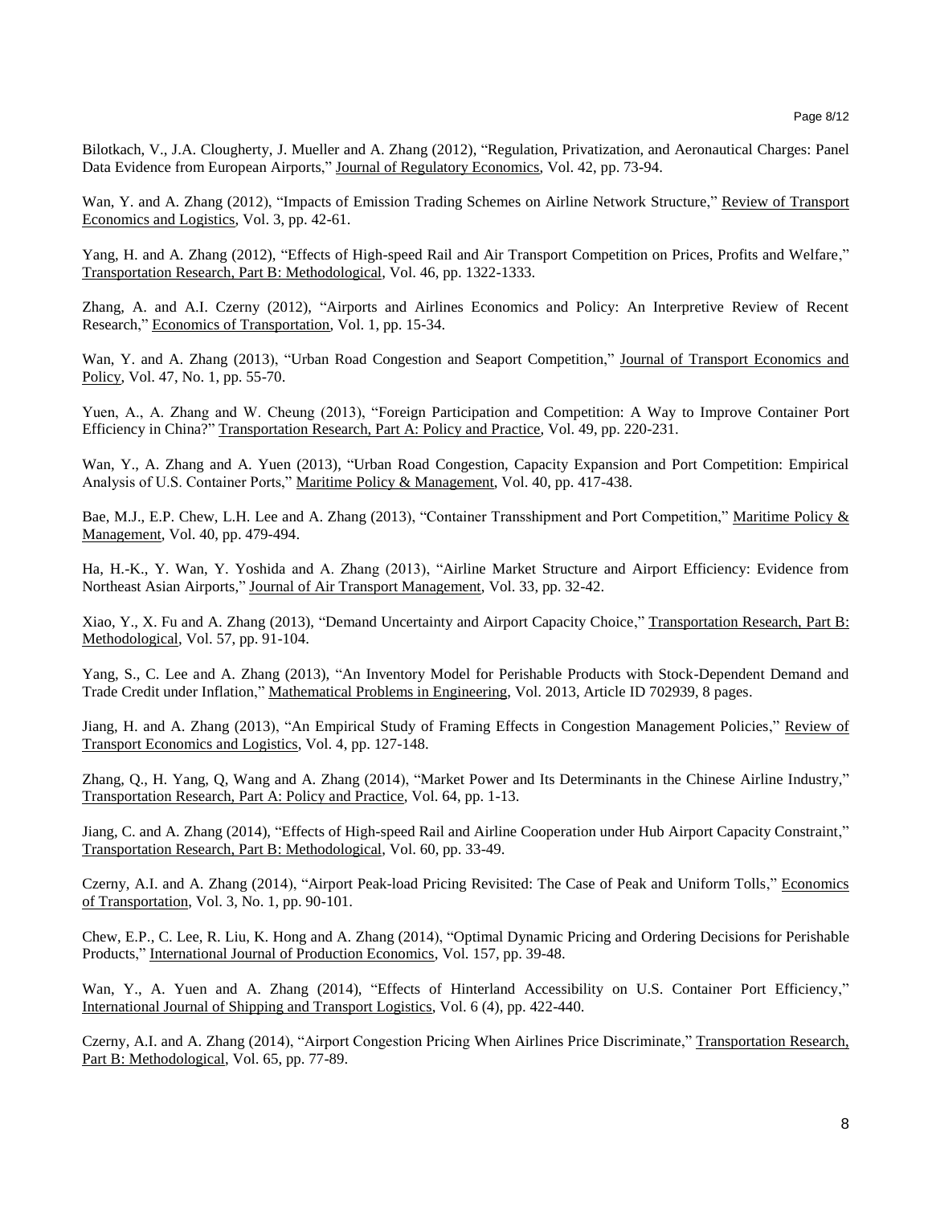Bilotkach, V., J.A. Clougherty, J. Mueller and A. Zhang (2012), “Regulation, Privatization, and Aeronautical Charges: Panel Data Evidence from European Airports,” Journal of Regulatory Economics, Vol. 42, pp. 73-94.

Wan, Y. and A. Zhang (2012), “Impacts of Emission Trading Schemes on Airline Network Structure,” Review of Transport Economics and Logistics, Vol. 3, pp. 42-61.

Yang, H. and A. Zhang (2012), “Effects of High-speed Rail and Air Transport Competition on Prices, Profits and Welfare,” Transportation Research, Part B: Methodological, Vol. 46, pp. 1322-1333.

Zhang, A. and A.I. Czerny (2012), “Airports and Airlines Economics and Policy: An Interpretive Review of Recent Research,” Economics of Transportation, Vol. 1, pp. 15-34.

Wan, Y. and A. Zhang (2013), “Urban Road Congestion and Seaport Competition,” Journal of Transport Economics and Policy, Vol. 47, No. 1, pp. 55-70.

Yuen, A., A. Zhang and W. Cheung (2013), “Foreign Participation and Competition: A Way to Improve Container Port Efficiency in China?” Transportation Research, Part A: Policy and Practice, Vol. 49, pp. 220-231.

Wan, Y., A. Zhang and A. Yuen (2013), “Urban Road Congestion, Capacity Expansion and Port Competition: Empirical Analysis of U.S. Container Ports,” Maritime Policy & Management, Vol. 40, pp. 417-438.

Bae, M.J., E.P. Chew, L.H. Lee and A. Zhang (2013), “Container Transshipment and Port Competition,” Maritime Policy & Management, Vol. 40, pp. 479-494.

Ha, H.-K., Y. Wan, Y. Yoshida and A. Zhang (2013), “Airline Market Structure and Airport Efficiency: Evidence from Northeast Asian Airports,” Journal of Air Transport Management, Vol. 33, pp. 32-42.

Xiao, Y., X. Fu and A. Zhang (2013), “Demand Uncertainty and Airport Capacity Choice,” Transportation Research, Part B: Methodological, Vol. 57, pp. 91-104.

Yang, S., C. Lee and A. Zhang (2013), “An Inventory Model for Perishable Products with Stock-Dependent Demand and Trade Credit under Inflation,” Mathematical Problems in Engineering, Vol. 2013, Article ID 702939, 8 pages.

Jiang, H. and A. Zhang (2013), “An Empirical Study of Framing Effects in Congestion Management Policies,” Review of Transport Economics and Logistics, Vol. 4, pp. 127-148.

Zhang, Q., H. Yang, Q, Wang and A. Zhang (2014), “Market Power and Its Determinants in the Chinese Airline Industry,” Transportation Research, Part A: Policy and Practice, Vol. 64, pp. 1-13.

Jiang, C. and A. Zhang (2014), “Effects of High-speed Rail and Airline Cooperation under Hub Airport Capacity Constraint,” Transportation Research, Part B: Methodological, Vol. 60, pp. 33-49.

Czerny, A.I. and A. Zhang (2014), “Airport Peak-load Pricing Revisited: The Case of Peak and Uniform Tolls,” Economics of Transportation, Vol. 3, No. 1, pp. 90-101.

Chew, E.P., C. Lee, R. Liu, K. Hong and A. Zhang (2014), “Optimal Dynamic Pricing and Ordering Decisions for Perishable Products,” International Journal of Production Economics, Vol. 157, pp. 39-48.

Wan, Y., A. Yuen and A. Zhang (2014), “Effects of Hinterland Accessibility on U.S. Container Port Efficiency,” International Journal of Shipping and Transport Logistics, Vol. 6 (4), pp. 422-440.

Czerny, A.I. and A. Zhang (2014), “Airport Congestion Pricing When Airlines Price Discriminate,” Transportation Research, Part B: Methodological, Vol. 65, pp. 77-89.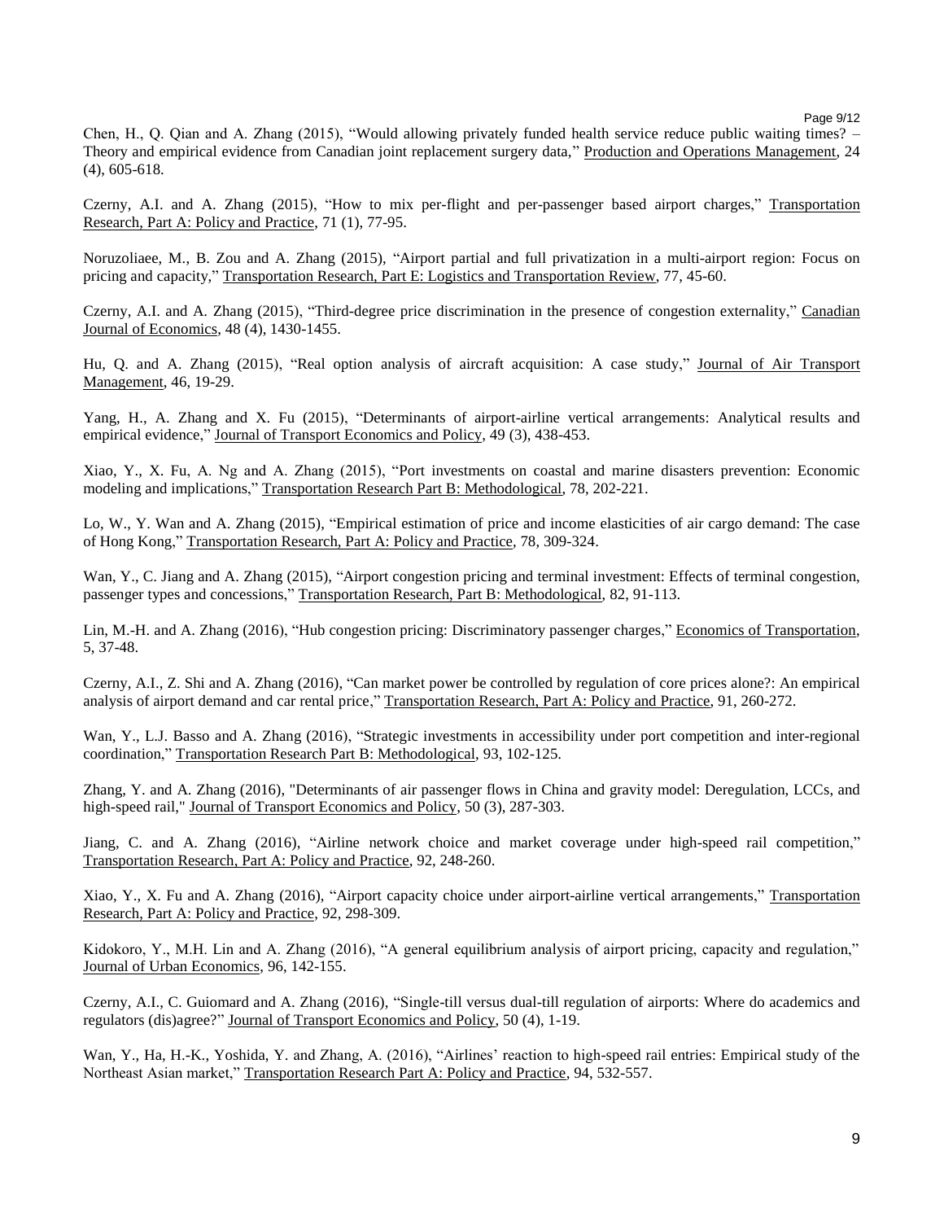Chen, H., Q. Qian and A. Zhang (2015), "Would allowing privately funded health service reduce public waiting times? – Theory and empirical evidence from Canadian joint replacement surgery data," Production and Operations Management, 24 (4), 605-618.

Czerny, A.I. and A. Zhang (2015), "How to mix per-flight and per-passenger based airport charges," Transportation Research, Part A: Policy and Practice, 71 (1), 77-95.

Noruzoliaee, M., B. Zou and A. Zhang (2015), "Airport partial and full privatization in a multi-airport region: Focus on pricing and capacity," Transportation Research, Part E: Logistics and Transportation Review, 77, 45-60.

Czerny, A.I. and A. Zhang (2015), "Third-degree price discrimination in the presence of congestion externality," Canadian Journal of Economics, 48 (4), 1430-1455.

Hu, Q. and A. Zhang (2015), "Real option analysis of aircraft acquisition: A case study," Journal of Air Transport Management, 46, 19-29.

Yang, H., A. Zhang and X. Fu (2015), "Determinants of airport-airline vertical arrangements: Analytical results and empirical evidence," Journal of Transport Economics and Policy, 49 (3), 438-453.

Xiao, Y., X. Fu, A. Ng and A. Zhang (2015), "Port investments on coastal and marine disasters prevention: Economic modeling and implications," Transportation Research Part B: Methodological, 78, 202-221.

Lo, W., Y. Wan and A. Zhang (2015), "Empirical estimation of price and income elasticities of air cargo demand: The case of Hong Kong," Transportation Research, Part A: Policy and Practice, 78, 309-324.

Wan, Y., C. Jiang and A. Zhang (2015), "Airport congestion pricing and terminal investment: Effects of terminal congestion, passenger types and concessions," Transportation Research, Part B: Methodological, 82, 91-113.

Lin, M.-H. and A. Zhang (2016), "Hub congestion pricing: Discriminatory passenger charges," Economics of Transportation, 5, 37-48.

Czerny, A.I., Z. Shi and A. Zhang (2016), "Can market power be controlled by regulation of core prices alone?: An empirical analysis of airport demand and car rental price," Transportation Research, Part A: Policy and Practice, 91, 260-272.

Wan, Y., L.J. Basso and A. Zhang (2016), "Strategic investments in accessibility under port competition and inter-regional coordination," Transportation Research Part B: Methodological, 93, 102-125.

Zhang, Y. and A. Zhang (2016), "Determinants of air passenger flows in China and gravity model: Deregulation, LCCs, and high-speed rail," Journal of Transport Economics and Policy, 50 (3), 287-303.

Jiang, C. and A. Zhang (2016), "Airline network choice and market coverage under high-speed rail competition," Transportation Research, Part A: Policy and Practice, 92, 248-260.

Xiao, Y., X. Fu and A. Zhang (2016), "Airport capacity choice under airport-airline vertical arrangements," Transportation Research, Part A: Policy and Practice, 92, 298-309.

Kidokoro, Y., M.H. Lin and A. Zhang (2016), "A general equilibrium analysis of airport pricing, capacity and regulation," Journal of Urban Economics, 96, 142-155.

Czerny, A.I., C. Guiomard and A. Zhang (2016), "Single-till versus dual-till regulation of airports: Where do academics and regulators (dis)agree?" Journal of Transport Economics and Policy, 50 (4), 1-19.

Wan, Y., Ha, H.-K., Yoshida, Y. and Zhang, A. (2016), "Airlines' reaction to high-speed rail entries: Empirical study of the Northeast Asian market," Transportation Research Part A: Policy and Practice, 94, 532-557.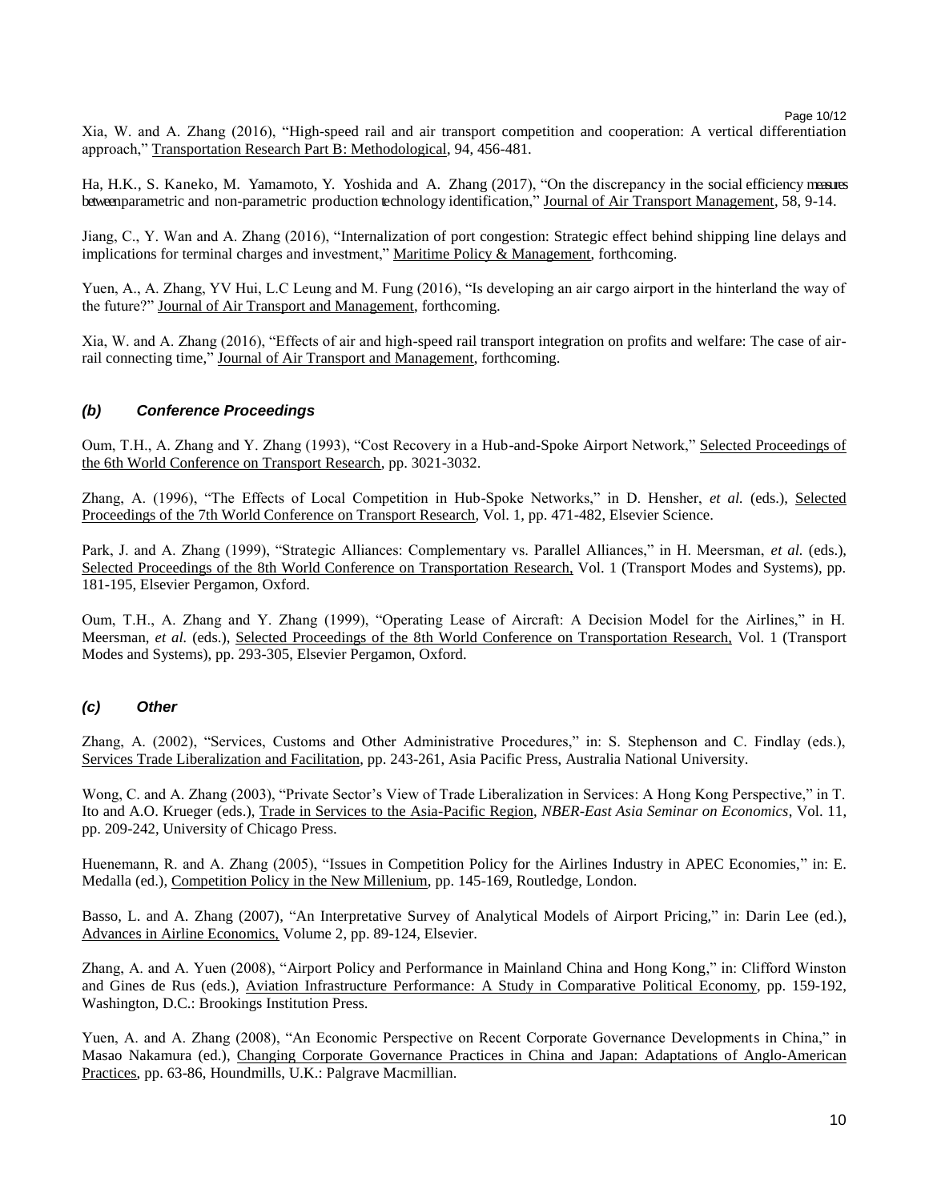Xia, W. and A. Zhang (2016), "High-speed rail and air transport competition and cooperation: A vertical differentiation approach," Transportation Research Part B: Methodological, 94, 456-481.

Ha, H.K., S. Kaneko, M. Yamamoto, Y. Yoshida and A. Zhang (2017), "On the discrepancy in the social efficiency measures between parametric and non-parametric production technology identification," Journal of Air Transport Management, 58, 9-14.

Jiang, C., Y. Wan and A. Zhang (2016), "Internalization of port congestion: Strategic effect behind shipping line delays and implications for terminal charges and investment," Maritime Policy & Management, forthcoming.

Yuen, A., A. Zhang, YV Hui, L.C Leung and M. Fung (2016), "Is developing an air cargo airport in the hinterland the way of the future?" Journal of Air Transport and Management, forthcoming.

Xia, W. and A. Zhang (2016), "Effects of air and high-speed rail transport integration on profits and welfare: The case of air-rail connecting time," Journal of Air Transport and Management, forthcoming.

### *(b) Conference Proceedings*

Oum, T.H., A. Zhang and Y. Zhang (1993), "Cost Recovery in a Hub-and-Spoke Airport Network," Selected Proceedings of the 6th World Conference on Transport Research, pp. 3021-3032.

Zhang, A. (1996), "The Effects of Local Competition in Hub-Spoke Networks," in D. Hensher, *et al.* (eds.), Selected Proceedings of the 7th World Conference on Transport Research, Vol. 1, pp. 471-482, Elsevier Science.

Park, J. and A. Zhang (1999), "Strategic Alliances: Complementary vs. Parallel Alliances," in H. Meersman, *et al.* (eds.), Selected Proceedings of the 8th World Conference on Transportation Research, Vol. 1 (Transport Modes and Systems), pp. 181-195, Elsevier Pergamon, Oxford.

Oum, T.H., A. Zhang and Y. Zhang (1999), "Operating Lease of Aircraft: A Decision Model for the Airlines," in H. Meersman, *et al.* (eds.), Selected Proceedings of the 8th World Conference on Transportation Research, Vol. 1 (Transport Modes and Systems), pp. 293-305, Elsevier Pergamon, Oxford.

### *(c) Other*

Zhang, A. (2002), "Services, Customs and Other Administrative Procedures," in: S. Stephenson and C. Findlay (eds.), Services Trade Liberalization and Facilitation, pp. 243-261, Asia Pacific Press, Australia National University.

Wong, C. and A. Zhang (2003), "Private Sector's View of Trade Liberalization in Services: A Hong Kong Perspective," in T. Ito and A.O. Krueger (eds.), Trade in Services to the Asia-Pacific Region, *NBER-East Asia Seminar on Economics*, Vol. 11, pp. 209-242, University of Chicago Press.

Huenemann, R. and A. Zhang (2005), "Issues in Competition Policy for the Airlines Industry in APEC Economies," in: E. Medalla (ed.), Competition Policy in the New Millenium, pp. 145-169, Routledge, London.

Basso, L. and A. Zhang (2007), "An Interpretative Survey of Analytical Models of Airport Pricing," in: Darin Lee (ed.), Advances in Airline Economics, Volume 2, pp. 89-124, Elsevier.

Zhang, A. and A. Yuen (2008), "Airport Policy and Performance in Mainland China and Hong Kong," in: Clifford Winston and Gines de Rus (eds.), Aviation Infrastructure Performance: A Study in Comparative Political Economy, pp. 159-192, Washington, D.C.: Brookings Institution Press.

Yuen, A. and A. Zhang (2008), "An Economic Perspective on Recent Corporate Governance Developments in China," in Masao Nakamura (ed.), Changing Corporate Governance Practices in China and Japan: Adaptations of Anglo-American Practices, pp. 63-86, Houndmills, U.K.: Palgrave Macmillian.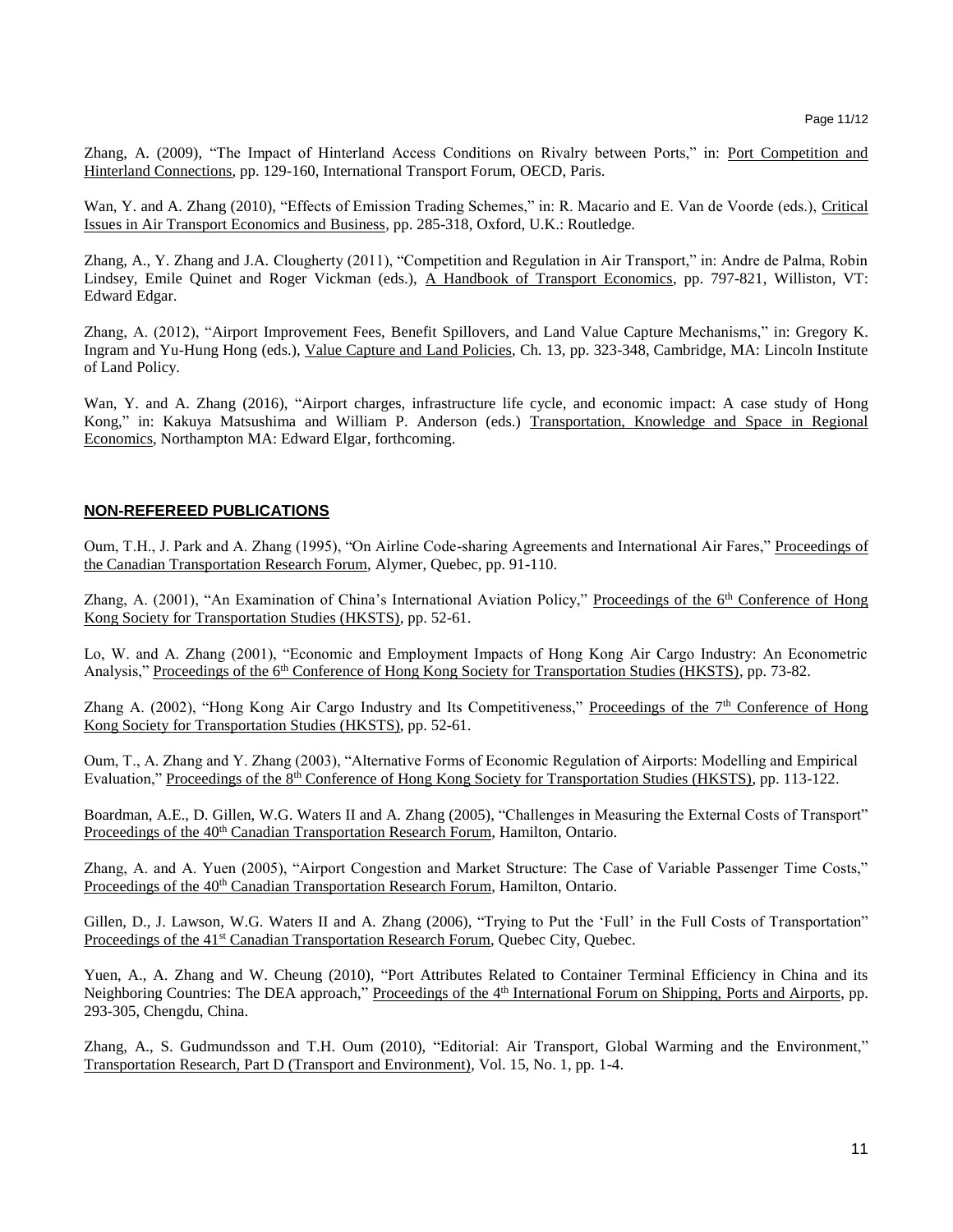Zhang, A. (2009), "The Impact of Hinterland Access Conditions on Rivalry between Ports," in: Port Competition and Hinterland Connections, pp. 129-160, International Transport Forum, OECD, Paris.

Wan, Y. and A. Zhang (2010), "Effects of Emission Trading Schemes," in: R. Macario and E. Van de Voorde (eds.), Critical Issues in Air Transport Economics and Business, pp. 285-318, Oxford, U.K.: Routledge.

Zhang, A., Y. Zhang and J.A. Clougherty (2011), "Competition and Regulation in Air Transport," in: Andre de Palma, Robin Lindsey, Emile Quinet and Roger Vickman (eds.), A Handbook of Transport Economics, pp. 797-821, Williston, VT: Edward Edgar.

Zhang, A. (2012), "Airport Improvement Fees, Benefit Spillovers, and Land Value Capture Mechanisms," in: Gregory K. Ingram and Yu-Hung Hong (eds.), Value Capture and Land Policies, Ch. 13, pp. 323-348, Cambridge, MA: Lincoln Institute of Land Policy.

Wan, Y. and A. Zhang (2016), "Airport charges, infrastructure life cycle, and economic impact: A case study of Hong Kong," in: Kakuya Matsushima and William P. Anderson (eds.) Transportation, Knowledge and Space in Regional Economics, Northampton MA: Edward Elgar, forthcoming.

## NON-REFEREED PUBLICATIONS

Oum, T.H., J. Park and A. Zhang (1995), "On Airline Code-sharing Agreements and International Air Fares," Proceedings of the Canadian Transportation Research Forum, Alymer, Quebec, pp. 91-110.

Zhang, A. (2001), "An Examination of China's International Aviation Policy," Proceedings of the 6th Conference of Hong Kong Society for Transportation Studies (HKSTS), pp. 52-61.

Lo, W. and A. Zhang (2001), "Economic and Employment Impacts of Hong Kong Air Cargo Industry: An Econometric Analysis," Proceedings of the 6th Conference of Hong Kong Society for Transportation Studies (HKSTS), pp. 73-82.

Zhang A. (2002), "Hong Kong Air Cargo Industry and Its Competitiveness," Proceedings of the 7th Conference of Hong Kong Society for Transportation Studies (HKSTS), pp. 52-61.

Oum, T., A. Zhang and Y. Zhang (2003), "Alternative Forms of Economic Regulation of Airports: Modelling and Empirical Evaluation," Proceedings of the 8th Conference of Hong Kong Society for Transportation Studies (HKSTS), pp. 113-122.

Boardman, A.E., D. Gillen, W.G. Waters II and A. Zhang (2005), "Challenges in Measuring the External Costs of Transport" Proceedings of the 40th Canadian Transportation Research Forum, Hamilton, Ontario.

Zhang, A. and A. Yuen (2005), "Airport Congestion and Market Structure: The Case of Variable Passenger Time Costs," Proceedings of the 40th Canadian Transportation Research Forum, Hamilton, Ontario.

Gillen, D., J. Lawson, W.G. Waters II and A. Zhang (2006), "Trying to Put the 'Full' in the Full Costs of Transportation" Proceedings of the 41st Canadian Transportation Research Forum, Quebec City, Quebec.

Yuen, A., A. Zhang and W. Cheung (2010), "Port Attributes Related to Container Terminal Efficiency in China and its Neighboring Countries: The DEA approach," Proceedings of the 4th International Forum on Shipping, Ports and Airports, pp. 293-305, Chengdu, China.

Zhang, A., S. Gudmundsson and T.H. Oum (2010), "Editorial: Air Transport, Global Warming and the Environment," Transportation Research, Part D (Transport and Environment), Vol. 15, No. 1, pp. 1-4.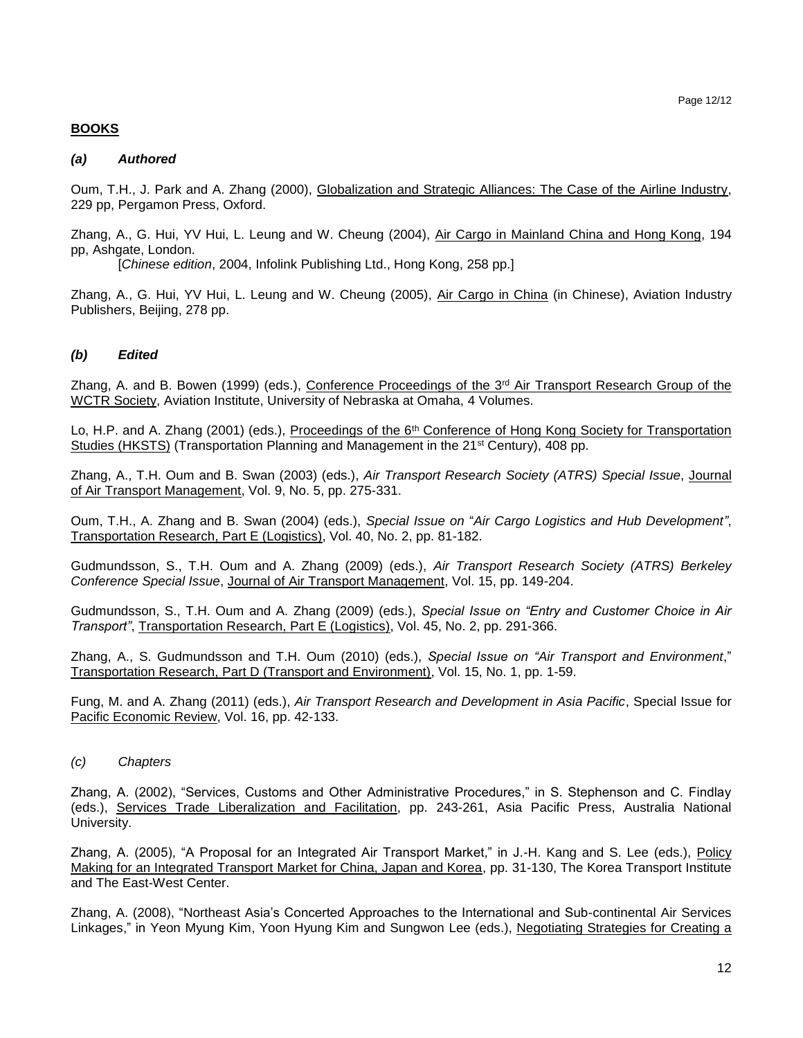## BOOKS

### *(a) Authored*

Oum, T.H., J. Park and A. Zhang (2000), Globalization and Strategic Alliances: The Case of the Airline Industry, 229 pp, Pergamon Press, Oxford.

Zhang, A., G. Hui, YV Hui, L. Leung and W. Cheung (2004), Air Cargo in Mainland China and Hong Kong, 194 pp, Ashgate, London.

[*Chinese edition*, 2004, Infolink Publishing Ltd., Hong Kong, 258 pp.]

Zhang, A., G. Hui, YV Hui, L. Leung and W. Cheung (2005), Air Cargo in China (in Chinese), Aviation Industry Publishers, Beijing, 278 pp.

### *(b) Edited*

Zhang, A. and B. Bowen (1999) (eds.), Conference Proceedings of the 3rd Air Transport Research Group of the WCTR Society, Aviation Institute, University of Nebraska at Omaha, 4 Volumes.

Lo, H.P. and A. Zhang (2001) (eds.), Proceedings of the 6th Conference of Hong Kong Society for Transportation Studies (HKSTS) (Transportation Planning and Management in the 21st Century), 408 pp.

Zhang, A., T.H. Oum and B. Swan (2003) (eds.), *Air Transport Research Society (ATRS) Special Issue*, Journal of Air Transport Management, Vol. 9, No. 5, pp. 275-331.

Oum, T.H., A. Zhang and B. Swan (2004) (eds.), *Special Issue on "Air Cargo Logistics and Hub Development"*, Transportation Research, Part E (Logistics), Vol. 40, No. 2, pp. 81-182.

Gudmundsson, S., T.H. Oum and A. Zhang (2009) (eds.), *Air Transport Research Society (ATRS) Berkeley Conference Special Issue*, Journal of Air Transport Management, Vol. 15, pp. 149-204.

Gudmundsson, S., T.H. Oum and A. Zhang (2009) (eds.), *Special Issue on "Entry and Customer Choice in Air Transport"*, Transportation Research, Part E (Logistics), Vol. 45, No. 2, pp. 291-366.

Zhang, A., S. Gudmundsson and T.H. Oum (2010) (eds.), *Special Issue on "Air Transport and Environment*," Transportation Research, Part D (Transport and Environment), Vol. 15, No. 1, pp. 1-59.

Fung, M. and A. Zhang (2011) (eds.), *Air Transport Research and Development in Asia Pacific*, Special Issue for Pacific Economic Review, Vol. 16, pp. 42-133.

### *(c) Chapters*

Zhang, A. (2002), "Services, Customs and Other Administrative Procedures," in S. Stephenson and C. Findlay (eds.), Services Trade Liberalization and Facilitation, pp. 243-261, Asia Pacific Press, Australia National University.

Zhang, A. (2005), "A Proposal for an Integrated Air Transport Market," in J.-H. Kang and S. Lee (eds.), Policy Making for an Integrated Transport Market for China, Japan and Korea, pp. 31-130, The Korea Transport Institute and The East-West Center.

Zhang, A. (2008), "Northeast Asia's Concerted Approaches to the International and Sub-continental Air Services Linkages," in Yeon Myung Kim, Yoon Hyung Kim and Sungwon Lee (eds.), Negotiating Strategies for Creating a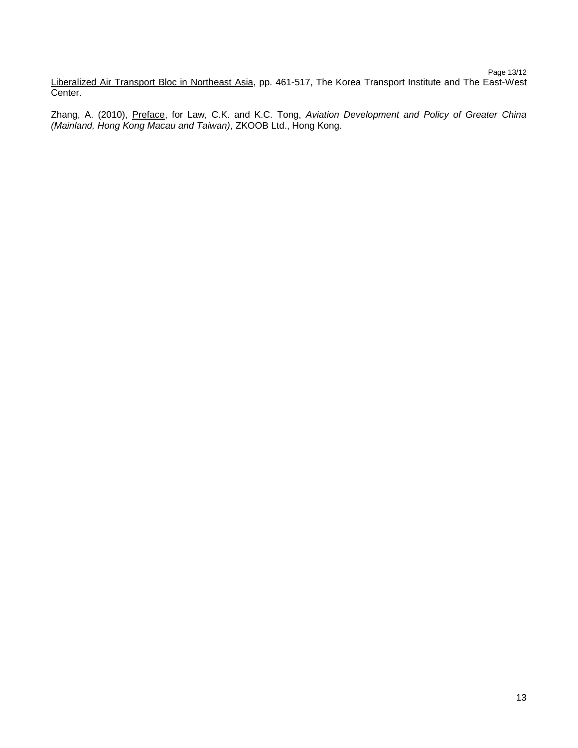Liberalized Air Transport Bloc in Northeast Asia, pp. 461-517, The Korea Transport Institute and The East-West Center.

Zhang, A. (2010), Preface, for Law, C.K. and K.C. Tong, *Aviation Development and Policy of Greater China (Mainland, Hong Kong Macau and Taiwan)*, ZKOOB Ltd., Hong Kong.